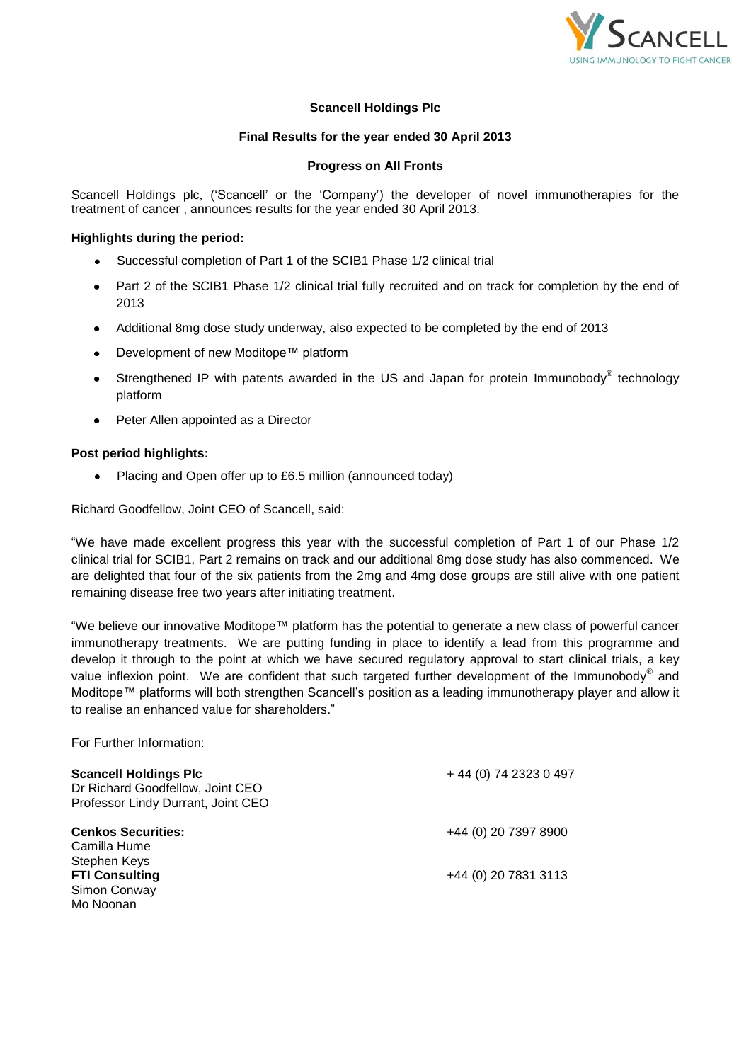# Scancell Holdings Plc

## Final Results for the year ended 30 April 2013

## Progress on All Fronts

Scancell Holdings plc, ('Scancell' or the 'Company') the developer of novel immunotherapies for the treatment of cancer , announces results for the year ended 30 April 2013.

**Highlights during the period:**

- Successful completion of Part 1 of the SCIB1 Phase 1/2 clinical trial
- Part 2 of the SCIB1 Phase 1/2 clinical trial fully recruited and on track for completion by the end of 2013
- Additional 8mg dose study underway, also expected to be completed by the end of 2013
- Development of new Moditope™ platform
- Strengthened IP with patents awarded in the US and Japan for protein Immunobody® technology platform
- Peter Allen appointed as a Director

**Post period highlights:**

- Placing and Open offer up to £6.5 million (announced today)

Richard Goodfellow, Joint CEO of Scancell, said:

"We have made excellent progress this year with the successful completion of Part 1 of our Phase 1/2 clinical trial for SCIB1, Part 2 remains on track and our additional 8mg dose study has also commenced. We are delighted that four of the six patients from the 2mg and 4mg dose groups are still alive with one patient remaining disease free two years after initiating treatment.

"We believe our innovative Moditope™ platform has the potential to generate a new class of powerful cancer immunotherapy treatments. We are putting funding in place to identify a lead from this programme and develop it through to the point at which we have secured regulatory approval to start clinical trials, a key value inflexion point. We are confident that such targeted further development of the Immunobody® and Moditope™ platforms will both strengthen Scancell's position as a leading immunotherapy player and allow it to realise an enhanced value for shareholders."

For Further Information:

| | |
|---|---|
| **Scancell Holdings Plc**<br>Dr Richard Goodfellow, Joint CEO<br>Professor Lindy Durrant, Joint CEO | + 44 (0) 74 2323 0 497 |
| **Cenkos Securities:**<br>Camilla Hume<br>Stephen Keys | +44 (0) 20 7397 8900 |
| **FTI Consulting**<br>Simon Conway<br>Mo Noonan | +44 (0) 20 7831 3113 |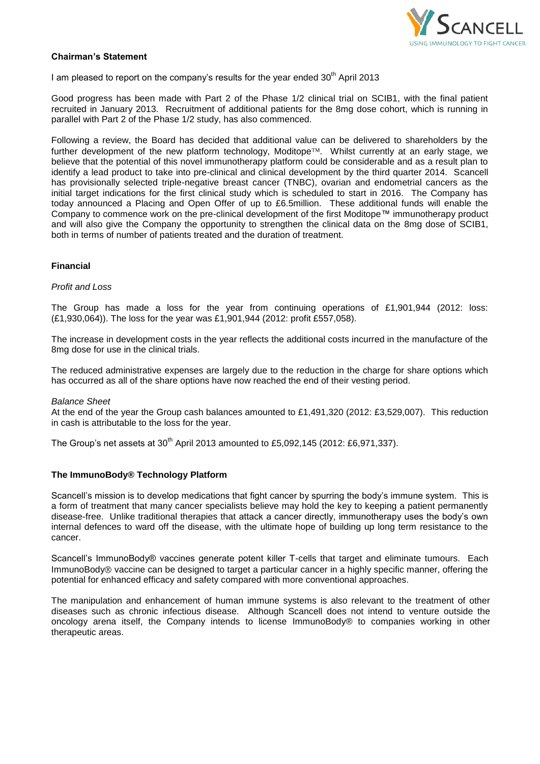## Chairman's Statement

I am pleased to report on the company's results for the year ended 30th April 2013

Good progress has been made with Part 2 of the Phase 1/2 clinical trial on SCIB1, with the final patient recruited in January 2013. Recruitment of additional patients for the 8mg dose cohort, which is running in parallel with Part 2 of the Phase 1/2 study, has also commenced.

Following a review, the Board has decided that additional value can be delivered to shareholders by the further development of the new platform technology, Moditope™. Whilst currently at an early stage, we believe that the potential of this novel immunotherapy platform could be considerable and as a result plan to identify a lead product to take into pre-clinical and clinical development by the third quarter 2014. Scancell has provisionally selected triple-negative breast cancer (TNBC), ovarian and endometrial cancers as the initial target indications for the first clinical study which is scheduled to start in 2016. The Company has today announced a Placing and Open Offer of up to £6.5million. These additional funds will enable the Company to commence work on the pre-clinical development of the first Moditope™ immunotherapy product and will also give the Company the opportunity to strengthen the clinical data on the 8mg dose of SCIB1, both in terms of number of patients treated and the duration of treatment.

### Financial

*Profit and Loss*

The Group has made a loss for the year from continuing operations of £1,901,944 (2012: loss: (£1,930,064)). The loss for the year was £1,901,944 (2012: profit £557,058).

The increase in development costs in the year reflects the additional costs incurred in the manufacture of the 8mg dose for use in the clinical trials.

The reduced administrative expenses are largely due to the reduction in the charge for share options which has occurred as all of the share options have now reached the end of their vesting period.

*Balance Sheet*

At the end of the year the Group cash balances amounted to £1,491,320 (2012: £3,529,007). This reduction in cash is attributable to the loss for the year.

The Group's net assets at 30th April 2013 amounted to £5,092,145 (2012: £6,971,337).

### The ImmunoBody® Technology Platform

Scancell's mission is to develop medications that fight cancer by spurring the body's immune system. This is a form of treatment that many cancer specialists believe may hold the key to keeping a patient permanently disease-free. Unlike traditional therapies that attack a cancer directly, immunotherapy uses the body's own internal defences to ward off the disease, with the ultimate hope of building up long term resistance to the cancer.

Scancell's ImmunoBody® vaccines generate potent killer T-cells that target and eliminate tumours. Each ImmunoBody® vaccine can be designed to target a particular cancer in a highly specific manner, offering the potential for enhanced efficacy and safety compared with more conventional approaches.

The manipulation and enhancement of human immune systems is also relevant to the treatment of other diseases such as chronic infectious disease. Although Scancell does not intend to venture outside the oncology arena itself, the Company intends to license ImmunoBody® to companies working in other therapeutic areas.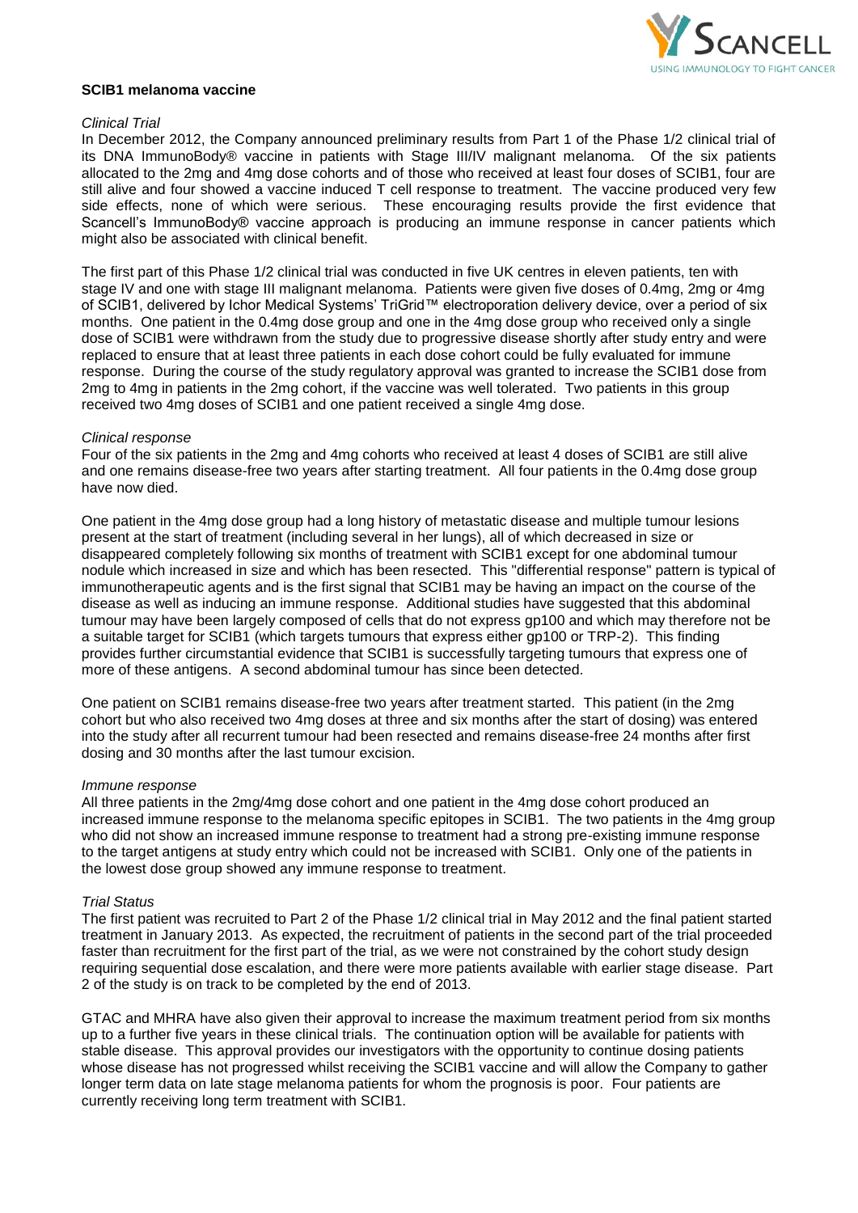**SCIB1 melanoma vaccine**

*Clinical Trial*

In December 2012, the Company announced preliminary results from Part 1 of the Phase 1/2 clinical trial of its DNA ImmunoBody® vaccine in patients with Stage III/IV malignant melanoma. Of the six patients allocated to the 2mg and 4mg dose cohorts and of those who received at least four doses of SCIB1, four are still alive and four showed a vaccine induced T cell response to treatment. The vaccine produced very few side effects, none of which were serious. These encouraging results provide the first evidence that Scancell's ImmunoBody® vaccine approach is producing an immune response in cancer patients which might also be associated with clinical benefit.

The first part of this Phase 1/2 clinical trial was conducted in five UK centres in eleven patients, ten with stage IV and one with stage III malignant melanoma. Patients were given five doses of 0.4mg, 2mg or 4mg of SCIB1, delivered by Ichor Medical Systems' TriGrid™ electroporation delivery device, over a period of six months. One patient in the 0.4mg dose group and one in the 4mg dose group who received only a single dose of SCIB1 were withdrawn from the study due to progressive disease shortly after study entry and were replaced to ensure that at least three patients in each dose cohort could be fully evaluated for immune response. During the course of the study regulatory approval was granted to increase the SCIB1 dose from 2mg to 4mg in patients in the 2mg cohort, if the vaccine was well tolerated. Two patients in this group received two 4mg doses of SCIB1 and one patient received a single 4mg dose.

*Clinical response*

Four of the six patients in the 2mg and 4mg cohorts who received at least 4 doses of SCIB1 are still alive and one remains disease-free two years after starting treatment. All four patients in the 0.4mg dose group have now died.

One patient in the 4mg dose group had a long history of metastatic disease and multiple tumour lesions present at the start of treatment (including several in her lungs), all of which decreased in size or disappeared completely following six months of treatment with SCIB1 except for one abdominal tumour nodule which increased in size and which has been resected. This "differential response" pattern is typical of immunotherapeutic agents and is the first signal that SCIB1 may be having an impact on the course of the disease as well as inducing an immune response. Additional studies have suggested that this abdominal tumour may have been largely composed of cells that do not express gp100 and which may therefore not be a suitable target for SCIB1 (which targets tumours that express either gp100 or TRP-2). This finding provides further circumstantial evidence that SCIB1 is successfully targeting tumours that express one of more of these antigens. A second abdominal tumour has since been detected.

One patient on SCIB1 remains disease-free two years after treatment started. This patient (in the 2mg cohort but who also received two 4mg doses at three and six months after the start of dosing) was entered into the study after all recurrent tumour had been resected and remains disease-free 24 months after first dosing and 30 months after the last tumour excision.

*Immune response*

All three patients in the 2mg/4mg dose cohort and one patient in the 4mg dose cohort produced an increased immune response to the melanoma specific epitopes in SCIB1. The two patients in the 4mg group who did not show an increased immune response to treatment had a strong pre-existing immune response to the target antigens at study entry which could not be increased with SCIB1. Only one of the patients in the lowest dose group showed any immune response to treatment.

*Trial Status*

The first patient was recruited to Part 2 of the Phase 1/2 clinical trial in May 2012 and the final patient started treatment in January 2013. As expected, the recruitment of patients in the second part of the trial proceeded faster than recruitment for the first part of the trial, as we were not constrained by the cohort study design requiring sequential dose escalation, and there were more patients available with earlier stage disease. Part 2 of the study is on track to be completed by the end of 2013.

GTAC and MHRA have also given their approval to increase the maximum treatment period from six months up to a further five years in these clinical trials. The continuation option will be available for patients with stable disease. This approval provides our investigators with the opportunity to continue dosing patients whose disease has not progressed whilst receiving the SCIB1 vaccine and will allow the Company to gather longer term data on late stage melanoma patients for whom the prognosis is poor. Four patients are currently receiving long term treatment with SCIB1.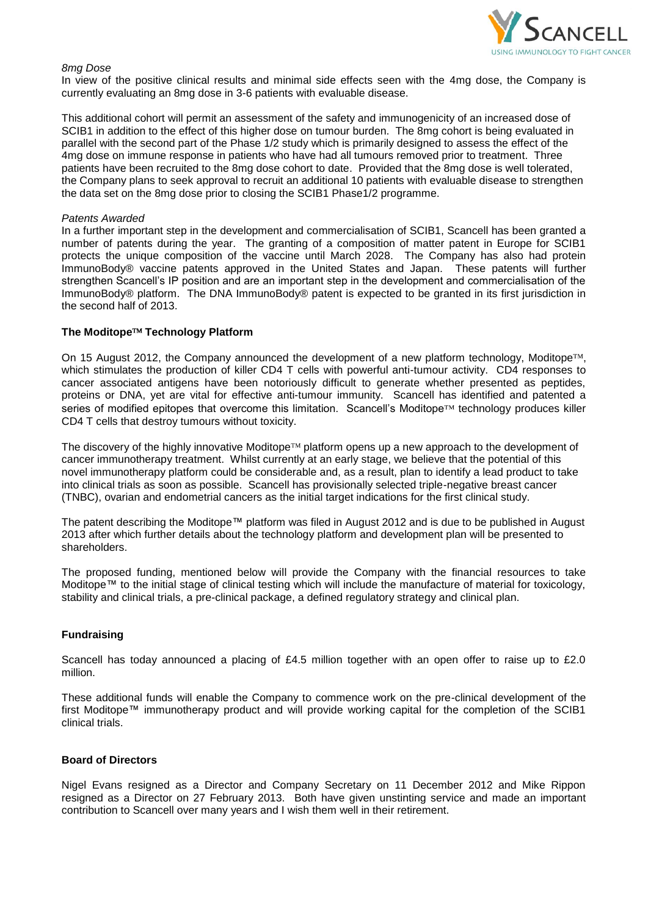*8mg Dose*

In view of the positive clinical results and minimal side effects seen with the 4mg dose, the Company is currently evaluating an 8mg dose in 3-6 patients with evaluable disease.

This additional cohort will permit an assessment of the safety and immunogenicity of an increased dose of SCIB1 in addition to the effect of this higher dose on tumour burden. The 8mg cohort is being evaluated in parallel with the second part of the Phase 1/2 study which is primarily designed to assess the effect of the 4mg dose on immune response in patients who have had all tumours removed prior to treatment. Three patients have been recruited to the 8mg dose cohort to date. Provided that the 8mg dose is well tolerated, the Company plans to seek approval to recruit an additional 10 patients with evaluable disease to strengthen the data set on the 8mg dose prior to closing the SCIB1 Phase1/2 programme.

*Patents Awarded*

In a further important step in the development and commercialisation of SCIB1, Scancell has been granted a number of patents during the year. The granting of a composition of matter patent in Europe for SCIB1 protects the unique composition of the vaccine until March 2028. The Company has also had protein ImmunoBody® vaccine patents approved in the United States and Japan. These patents will further strengthen Scancell's IP position and are an important step in the development and commercialisation of the ImmunoBody® platform. The DNA ImmunoBody® patent is expected to be granted in its first jurisdiction in the second half of 2013.

**The Moditope™ Technology Platform**

On 15 August 2012, the Company announced the development of a new platform technology, Moditope™, which stimulates the production of killer CD4 T cells with powerful anti-tumour activity. CD4 responses to cancer associated antigens have been notoriously difficult to generate whether presented as peptides, proteins or DNA, yet are vital for effective anti-tumour immunity. Scancell has identified and patented a series of modified epitopes that overcome this limitation. Scancell's Moditope™ technology produces killer CD4 T cells that destroy tumours without toxicity.

The discovery of the highly innovative Moditope™ platform opens up a new approach to the development of cancer immunotherapy treatment. Whilst currently at an early stage, we believe that the potential of this novel immunotherapy platform could be considerable and, as a result, plan to identify a lead product to take into clinical trials as soon as possible. Scancell has provisionally selected triple-negative breast cancer (TNBC), ovarian and endometrial cancers as the initial target indications for the first clinical study.

The patent describing the Moditope™ platform was filed in August 2012 and is due to be published in August 2013 after which further details about the technology platform and development plan will be presented to shareholders.

The proposed funding, mentioned below will provide the Company with the financial resources to take Moditope™ to the initial stage of clinical testing which will include the manufacture of material for toxicology, stability and clinical trials, a pre-clinical package, a defined regulatory strategy and clinical plan.

**Fundraising**

Scancell has today announced a placing of £4.5 million together with an open offer to raise up to £2.0 million.

These additional funds will enable the Company to commence work on the pre-clinical development of the first Moditope™ immunotherapy product and will provide working capital for the completion of the SCIB1 clinical trials.

**Board of Directors**

Nigel Evans resigned as a Director and Company Secretary on 11 December 2012 and Mike Rippon resigned as a Director on 27 February 2013. Both have given unstinting service and made an important contribution to Scancell over many years and I wish them well in their retirement.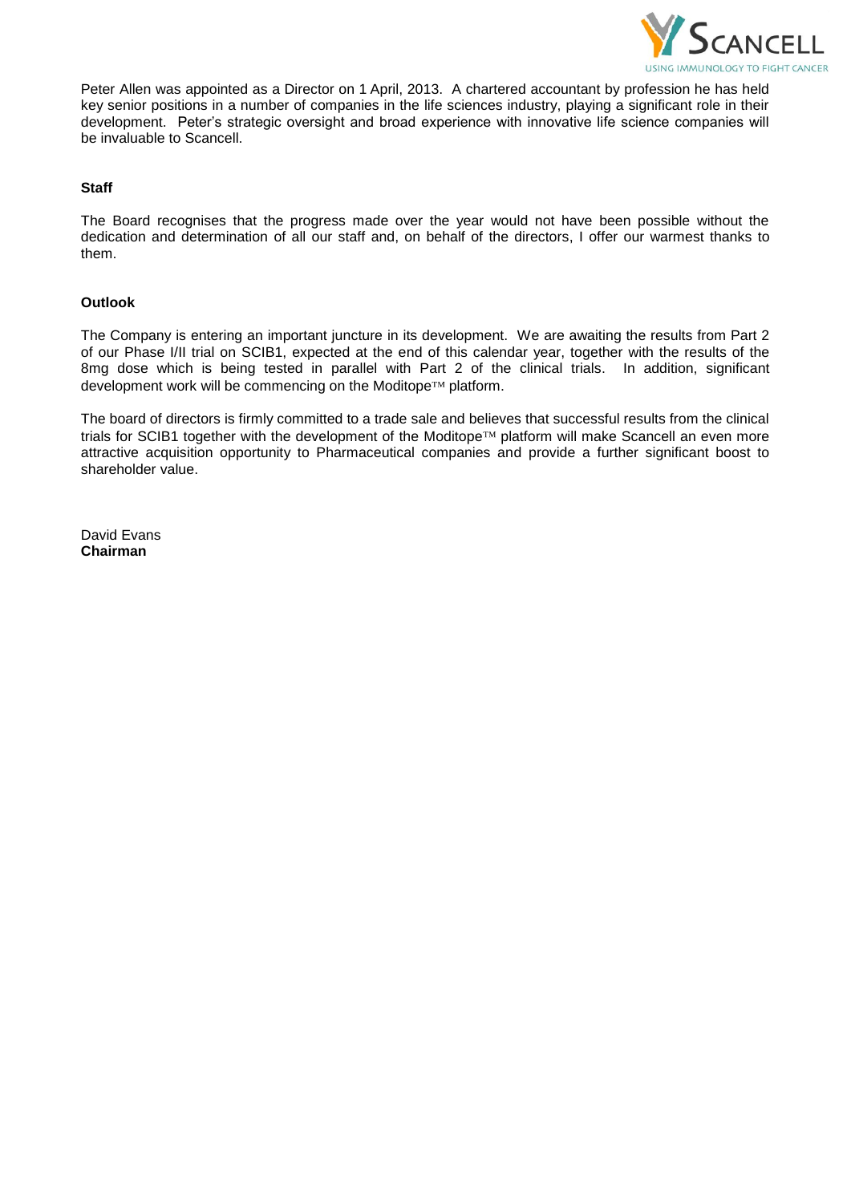Peter Allen was appointed as a Director on 1 April, 2013. A chartered accountant by profession he has held key senior positions in a number of companies in the life sciences industry, playing a significant role in their development. Peter's strategic oversight and broad experience with innovative life science companies will be invaluable to Scancell.

**Staff**

The Board recognises that the progress made over the year would not have been possible without the dedication and determination of all our staff and, on behalf of the directors, I offer our warmest thanks to them.

**Outlook**

The Company is entering an important juncture in its development. We are awaiting the results from Part 2 of our Phase I/II trial on SCIB1, expected at the end of this calendar year, together with the results of the 8mg dose which is being tested in parallel with Part 2 of the clinical trials. In addition, significant development work will be commencing on the Moditope™ platform.

The board of directors is firmly committed to a trade sale and believes that successful results from the clinical trials for SCIB1 together with the development of the Moditope™ platform will make Scancell an even more attractive acquisition opportunity to Pharmaceutical companies and provide a further significant boost to shareholder value.

David Evans
**Chairman**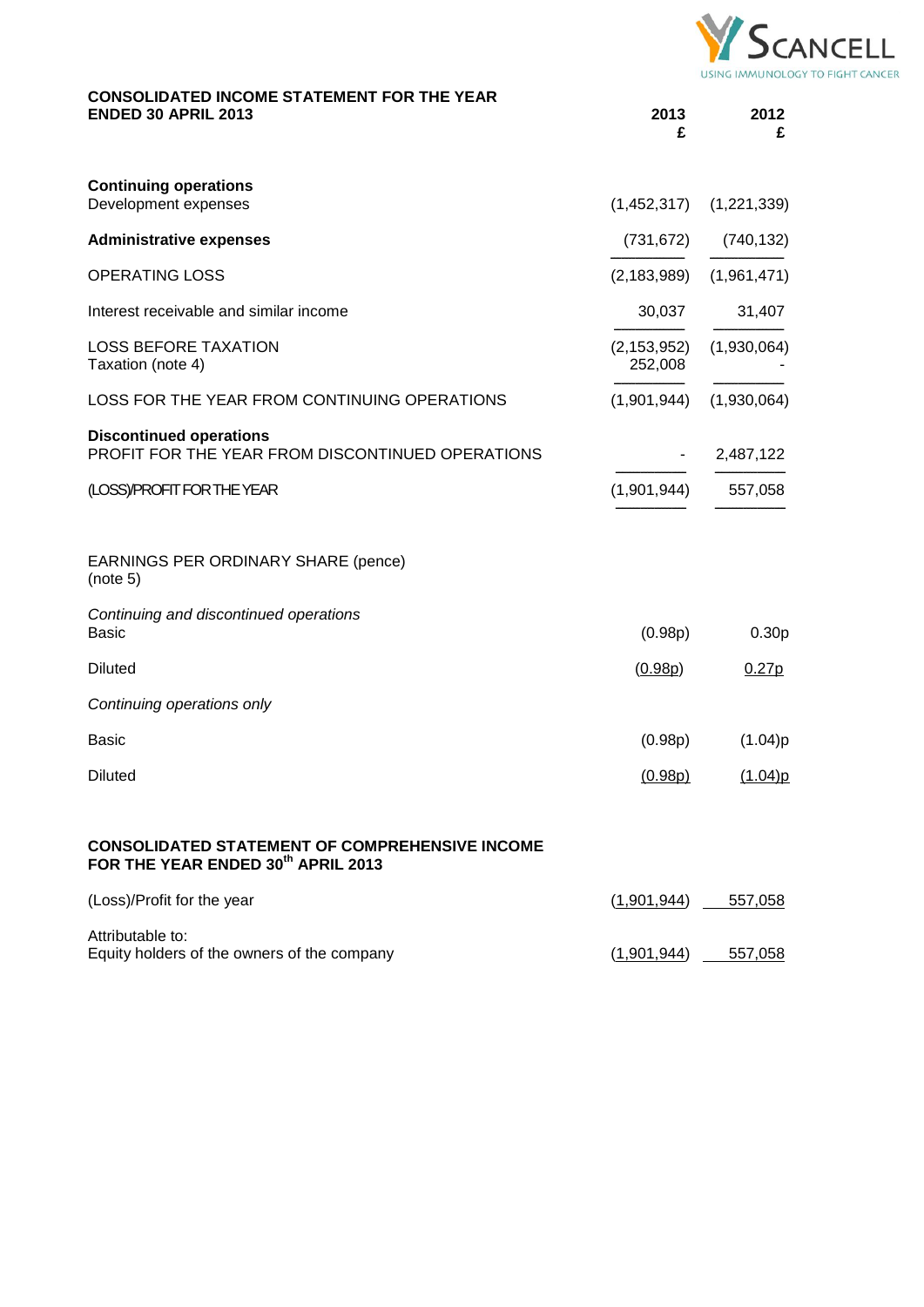SCANCELL
USING IMMUNOLOGY TO FIGHT CANCER

## CONSOLIDATED INCOME STATEMENT FOR THE YEAR ENDED 30 APRIL 2013

| | 2013 £ | 2012 £ |
|---|---|---|
| **Continuing operations** | | |
| Development expenses | (1,452,317) | (1,221,339) |
| **Administrative expenses** | (731,672) | (740,132) |
| OPERATING LOSS | (2,183,989) | (1,961,471) |
| Interest receivable and similar income | 30,037 | 31,407 |
| LOSS BEFORE TAXATION | (2,153,952) | (1,930,064) |
| Taxation (note 4) | 252,008 | - |
| LOSS FOR THE YEAR FROM CONTINUING OPERATIONS | (1,901,944) | (1,930,064) |
| **Discontinued operations** | | |
| PROFIT FOR THE YEAR FROM DISCONTINUED OPERATIONS | - | 2,487,122 |
| (LOSS)/PROFIT FOR THE YEAR | (1,901,944) | 557,058 |
| | | |
| EARNINGS PER ORDINARY SHARE (pence) (note 5) | | |
| *Continuing and discontinued operations* | | |
| Basic | (0.98p) | 0.30p |
| Diluted | (0.98p) | 0.27p |
| *Continuing operations only* | | |
| Basic | (0.98p) | (1.04)p |
| Diluted | (0.98p) | (1.04)p |

## CONSOLIDATED STATEMENT OF COMPREHENSIVE INCOME FOR THE YEAR ENDED 30th APRIL 2013

| | 2013 £ | 2012 £ |
|---|---|---|
| (Loss)/Profit for the year | (1,901,944) | 557,058 |
| Attributable to: | | |
| Equity holders of the owners of the company | (1,901,944) | 557,058 |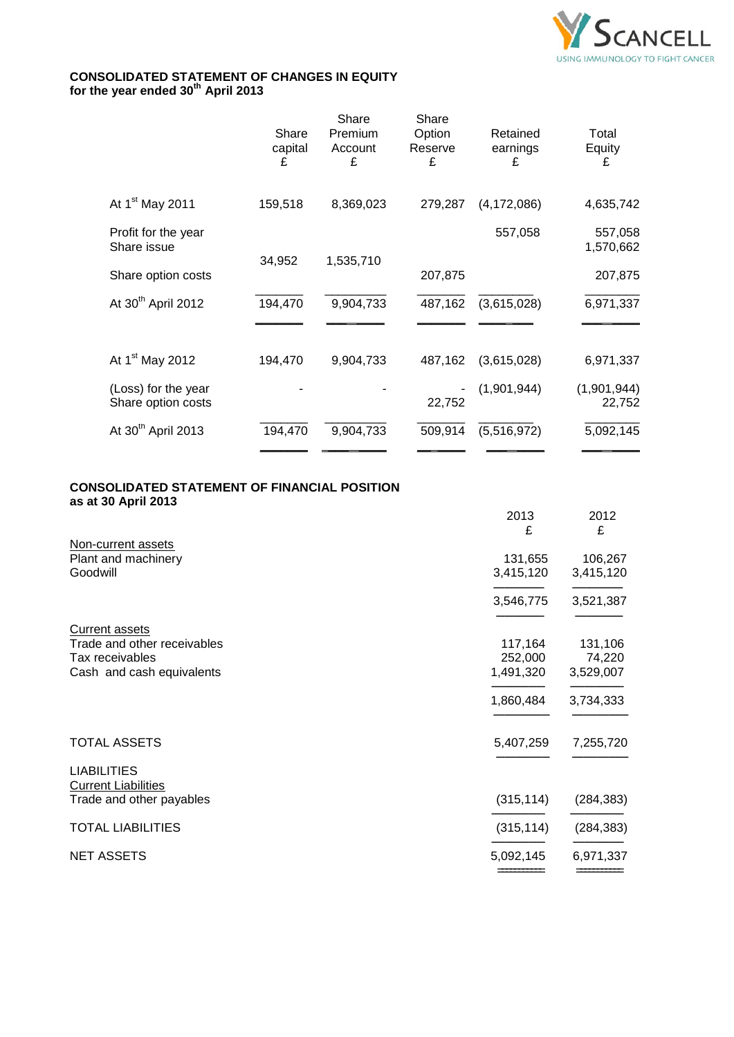## CONSOLIDATED STATEMENT OF CHANGES IN EQUITY
**for the year ended 30th April 2013**

| | Share capital £ | Share Premium Account £ | Share Option Reserve £ | Retained earnings £ | Total Equity £ |
|---|---|---|---|---|---|
| At 1st May 2011 | 159,518 | 8,369,023 | 279,287 | (4,172,086) | 4,635,742 |
| Profit for the year | | | | 557,058 | 557,058 |
| Share issue | 34,952 | 1,535,710 | | | 1,570,662 |
| Share option costs | | | 207,875 | | 207,875 |
| At 30th April 2012 | 194,470 | 9,904,733 | 487,162 | (3,615,028) | 6,971,337 |
| | | | | | |
| At 1st May 2012 | 194,470 | 9,904,733 | 487,162 | (3,615,028) | 6,971,337 |
| (Loss) for the year | - | - | - | (1,901,944) | (1,901,944) |
| Share option costs | | | 22,752 | | 22,752 |
| At 30th April 2013 | 194,470 | 9,904,733 | 509,914 | (5,516,972) | 5,092,145 |

## CONSOLIDATED STATEMENT OF FINANCIAL POSITION
**as at 30 April 2013**

| | 2013 £ | 2012 £ |
|---|---|---|
| Non-current assets | | |
| Plant and machinery | 131,655 | 106,267 |
| Goodwill | 3,415,120 | 3,415,120 |
| | 3,546,775 | 3,521,387 |
| Current assets | | |
| Trade and other receivables | 117,164 | 131,106 |
| Tax receivables | 252,000 | 74,220 |
| Cash and cash equivalents | 1,491,320 | 3,529,007 |
| | 1,860,484 | 3,734,333 |
| TOTAL ASSETS | 5,407,259 | 7,255,720 |
| LIABILITIES | | |
| Current Liabilities | | |
| Trade and other payables | (315,114) | (284,383) |
| TOTAL LIABILITIES | (315,114) | (284,383) |
| NET ASSETS | 5,092,145 | 6,971,337 |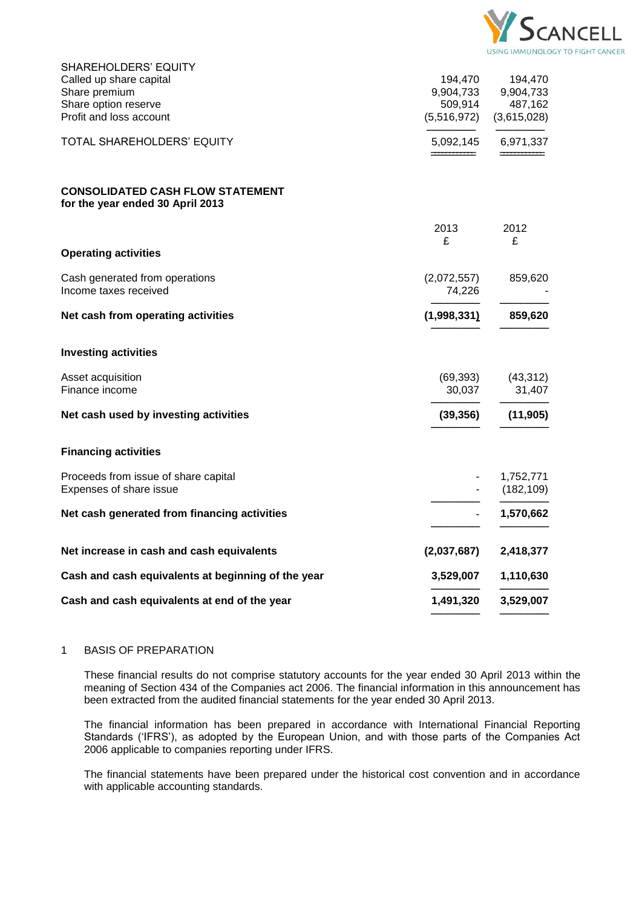| | | |
|---|---|---|
| SHAREHOLDERS' EQUITY | | |
| Called up share capital | 194,470 | 194,470 |
| Share premium | 9,904,733 | 9,904,733 |
| Share option reserve | 509,914 | 487,162 |
| Profit and loss account | (5,516,972) | (3,615,028) |
| TOTAL SHAREHOLDERS' EQUITY | 5,092,145 | 6,971,337 |

**CONSOLIDATED CASH FLOW STATEMENT**
**for the year ended 30 April 2013**

| | 2013 £ | 2012 £ |
|---|---|---|
| **Operating activities** | | |
| Cash generated from operations | (2,072,557) | 859,620 |
| Income taxes received | 74,226 | - |
| **Net cash from operating activities** | **(1,998,331)** | **859,620** |
| **Investing activities** | | |
| Asset acquisition | (69,393) | (43,312) |
| Finance income | 30,037 | 31,407 |
| **Net cash used by investing activities** | **(39,356)** | **(11,905)** |
| **Financing activities** | | |
| Proceeds from issue of share capital | - | 1,752,771 |
| Expenses of share issue | - | (182,109) |
| **Net cash generated from financing activities** | - | **1,570,662** |
| **Net increase in cash and cash equivalents** | **(2,037,687)** | **2,418,377** |
| **Cash and cash equivalents at beginning of the year** | **3,529,007** | **1,110,630** |
| **Cash and cash equivalents at end of the year** | **1,491,320** | **3,529,007** |

1 BASIS OF PREPARATION

These financial results do not comprise statutory accounts for the year ended 30 April 2013 within the meaning of Section 434 of the Companies act 2006. The financial information in this announcement has been extracted from the audited financial statements for the year ended 30 April 2013.

The financial information has been prepared in accordance with International Financial Reporting Standards ('IFRS'), as adopted by the European Union, and with those parts of the Companies Act 2006 applicable to companies reporting under IFRS.

The financial statements have been prepared under the historical cost convention and in accordance with applicable accounting standards.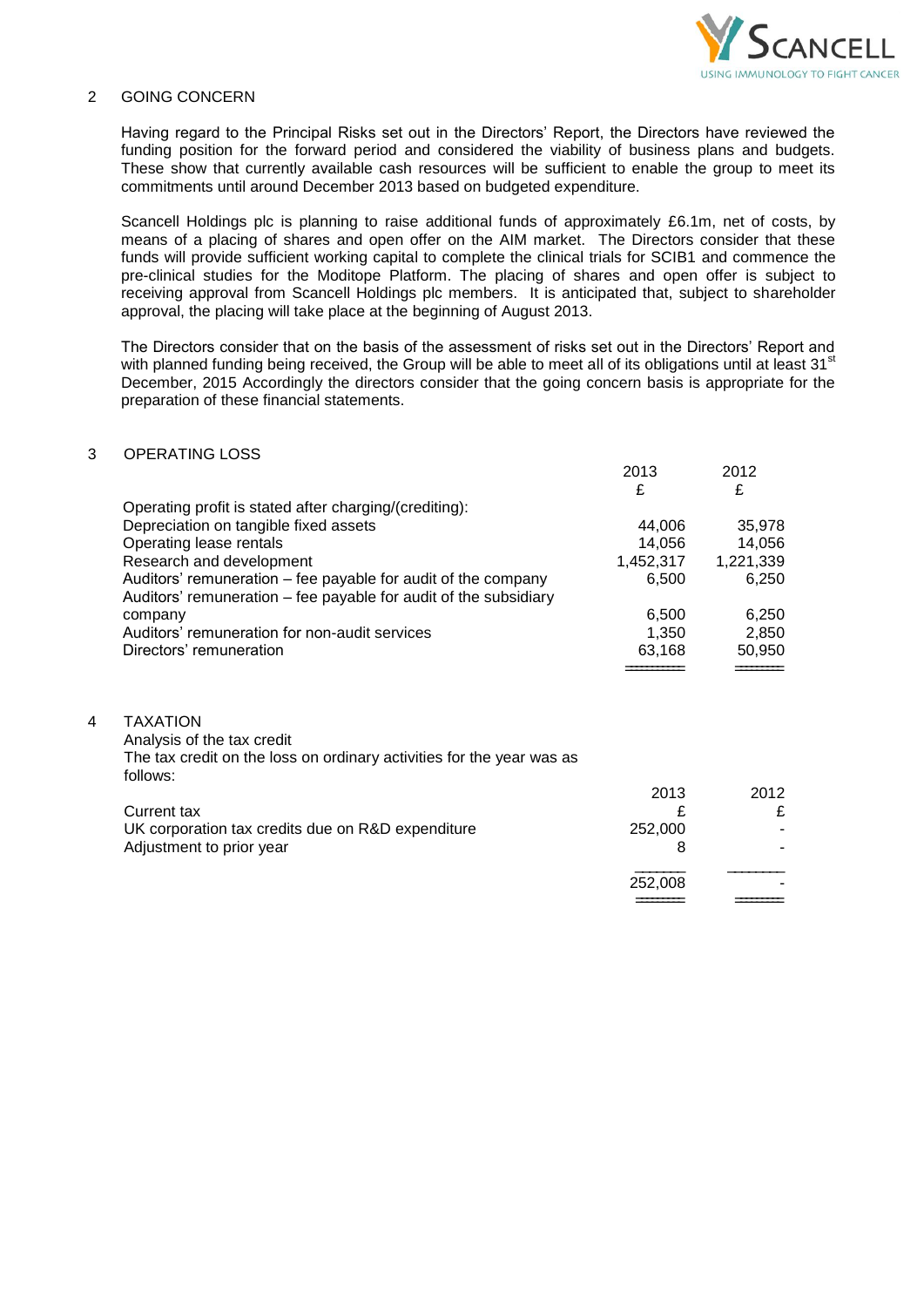## 2 GOING CONCERN

Having regard to the Principal Risks set out in the Directors' Report, the Directors have reviewed the funding position for the forward period and considered the viability of business plans and budgets. These show that currently available cash resources will be sufficient to enable the group to meet its commitments until around December 2013 based on budgeted expenditure.

Scancell Holdings plc is planning to raise additional funds of approximately £6.1m, net of costs, by means of a placing of shares and open offer on the AIM market. The Directors consider that these funds will provide sufficient working capital to complete the clinical trials for SCIB1 and commence the pre-clinical studies for the Moditope Platform. The placing of shares and open offer is subject to receiving approval from Scancell Holdings plc members. It is anticipated that, subject to shareholder approval, the placing will take place at the beginning of August 2013.

The Directors consider that on the basis of the assessment of risks set out in the Directors' Report and with planned funding being received, the Group will be able to meet all of its obligations until at least 31st December, 2015 Accordingly the directors consider that the going concern basis is appropriate for the preparation of these financial statements.

## 3 OPERATING LOSS

| | 2013 | 2012 |
|---|---|---|
| | £ | £ |
| Operating profit is stated after charging/(crediting): | | |
| Depreciation on tangible fixed assets | 44,006 | 35,978 |
| Operating lease rentals | 14,056 | 14,056 |
| Research and development | 1,452,317 | 1,221,339 |
| Auditors' remuneration – fee payable for audit of the company | 6,500 | 6,250 |
| Auditors' remuneration – fee payable for audit of the subsidiary company | 6,500 | 6,250 |
| Auditors' remuneration for non-audit services | 1,350 | 2,850 |
| Directors' remuneration | 63,168 | 50,950 |

## 4 TAXATION

Analysis of the tax credit

The tax credit on the loss on ordinary activities for the year was as follows:

| | 2013 | 2012 |
|---|---|---|
| Current tax | £ | £ |
| UK corporation tax credits due on R&D expenditure | 252,000 | - |
| Adjustment to prior year | 8 | - |
| | 252,008 | - |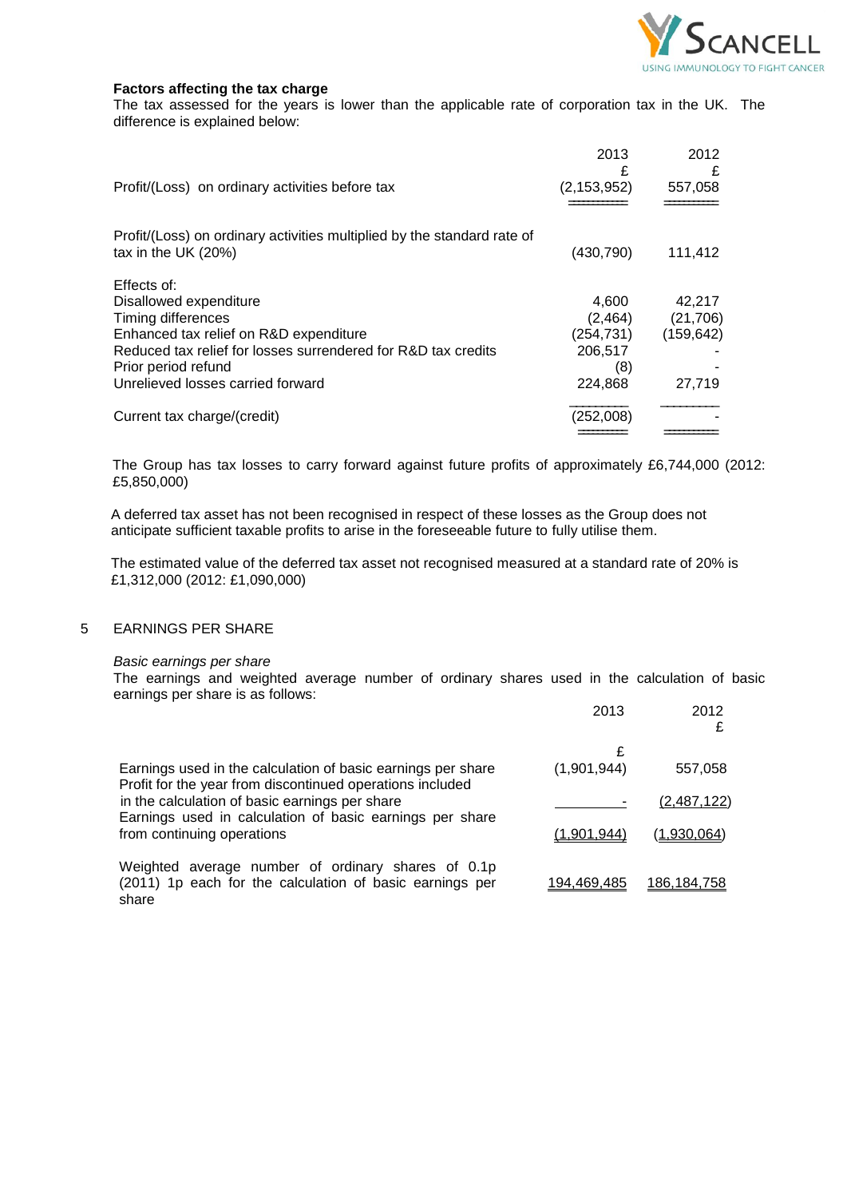**Factors affecting the tax charge**

The tax assessed for the years is lower than the applicable rate of corporation tax in the UK. The difference is explained below:

| | 2013 £ | 2012 £ |
|---|---|---|
| Profit/(Loss) on ordinary activities before tax | (2,153,952) | 557,058 |
| Profit/(Loss) on ordinary activities multiplied by the standard rate of tax in the UK (20%) | (430,790) | 111,412 |
| Effects of: | | |
| Disallowed expenditure | 4,600 | 42,217 |
| Timing differences | (2,464) | (21,706) |
| Enhanced tax relief on R&D expenditure | (254,731) | (159,642) |
| Reduced tax relief for losses surrendered for R&D tax credits | 206,517 | - |
| Prior period refund | (8) | - |
| Unrelieved losses carried forward | 224,868 | 27,719 |
| Current tax charge/(credit) | (252,008) | - |

The Group has tax losses to carry forward against future profits of approximately £6,744,000 (2012: £5,850,000)

A deferred tax asset has not been recognised in respect of these losses as the Group does not anticipate sufficient taxable profits to arise in the foreseeable future to fully utilise them.

The estimated value of the deferred tax asset not recognised measured at a standard rate of 20% is £1,312,000 (2012: £1,090,000)

## 5 EARNINGS PER SHARE

*Basic earnings per share*

The earnings and weighted average number of ordinary shares used in the calculation of basic earnings per share is as follows:

| | 2013 £ | 2012 £ |
|---|---|---|
| Earnings used in the calculation of basic earnings per share | (1,901,944) | 557,058 |
| Profit for the year from discontinued operations included in the calculation of basic earnings per share | - | (2,487,122) |
| Earnings used in calculation of basic earnings per share from continuing operations | (1,901,944) | (1,930,064) |
| Weighted average number of ordinary shares of 0.1p (2011) 1p each for the calculation of basic earnings per share | 194,469,485 | 186,184,758 |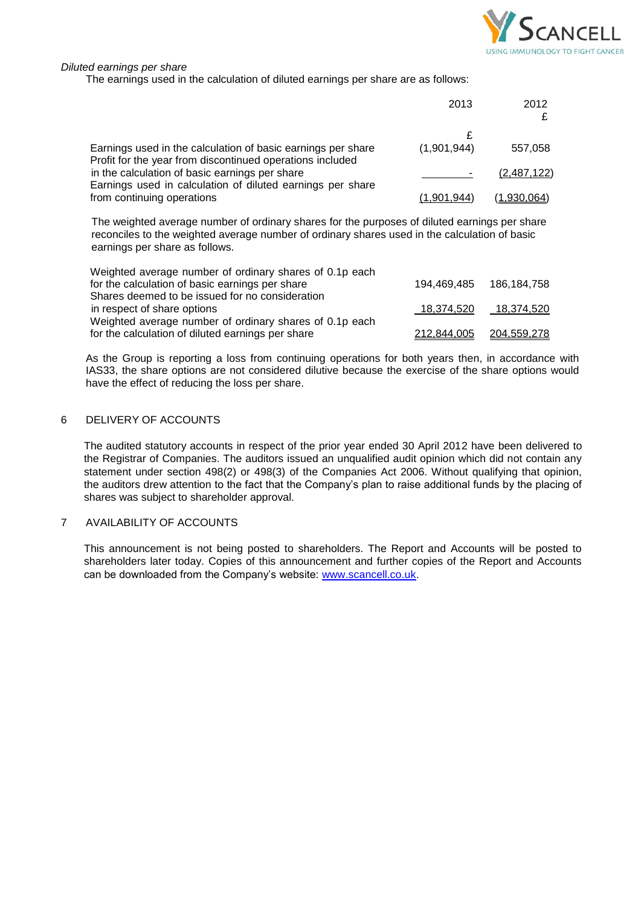*Diluted earnings per share*

The earnings used in the calculation of diluted earnings per share are as follows:

| | 2013 | 2012 |
|---|---|---|
| | £ | £ |
| Earnings used in the calculation of basic earnings per share | (1,901,944) | 557,058 |
| Profit for the year from discontinued operations included in the calculation of basic earnings per share | - | (2,487,122) |
| Earnings used in calculation of diluted earnings per share from continuing operations | (1,901,944) | (1,930,064) |

The weighted average number of ordinary shares for the purposes of diluted earnings per share reconciles to the weighted average number of ordinary shares used in the calculation of basic earnings per share as follows.

| | 2013 | 2012 |
|---|---|---|
| Weighted average number of ordinary shares of 0.1p each for the calculation of basic earnings per share | 194,469,485 | 186,184,758 |
| Shares deemed to be issued for no consideration in respect of share options | 18,374,520 | 18,374,520 |
| Weighted average number of ordinary shares of 0.1p each for the calculation of diluted earnings per share | 212,844,005 | 204,559,278 |

As the Group is reporting a loss from continuing operations for both years then, in accordance with IAS33, the share options are not considered dilutive because the exercise of the share options would have the effect of reducing the loss per share.

## 6 DELIVERY OF ACCOUNTS

The audited statutory accounts in respect of the prior year ended 30 April 2012 have been delivered to the Registrar of Companies. The auditors issued an unqualified audit opinion which did not contain any statement under section 498(2) or 498(3) of the Companies Act 2006. Without qualifying that opinion, the auditors drew attention to the fact that the Company's plan to raise additional funds by the placing of shares was subject to shareholder approval.

## 7 AVAILABILITY OF ACCOUNTS

This announcement is not being posted to shareholders. The Report and Accounts will be posted to shareholders later today. Copies of this announcement and further copies of the Report and Accounts can be downloaded from the Company's website: [www.scancell.co.uk](http://www.scancell.co.uk).